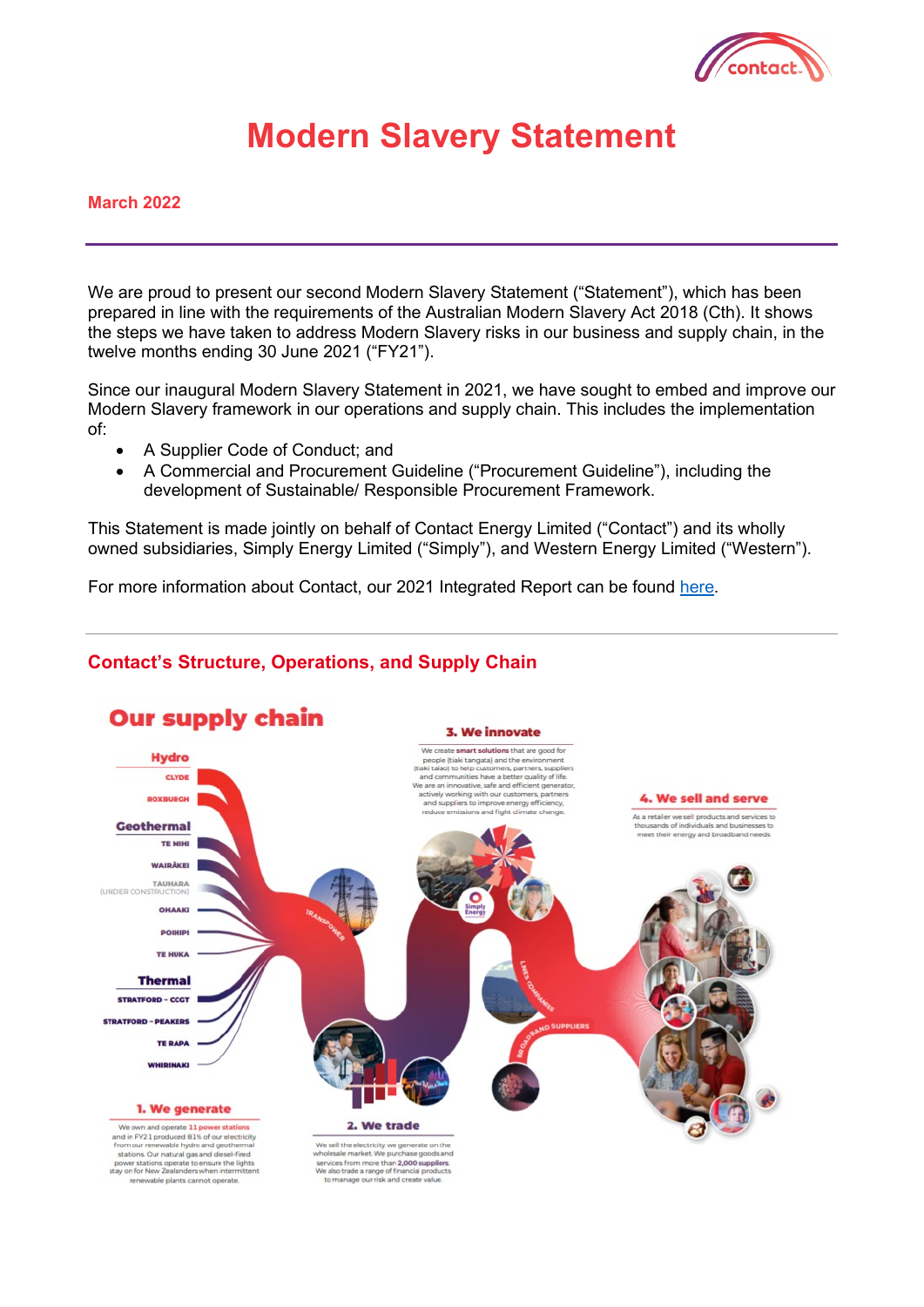# Modern Slavery Statement

**March 2022**

We are proud to present our second Modern Slavery Statement ("Statement"), which has been prepared in line with the requirements of the Australian Modern Slavery Act 2018 (Cth). It shows the steps we have taken to address Modern Slavery risks in our business and supply chain, in the twelve months ending 30 June 2021 ("FY21").

Since our inaugural Modern Slavery Statement in 2021, we have sought to embed and improve our Modern Slavery framework in our operations and supply chain. This includes the implementation of:

- A Supplier Code of Conduct; and
- A Commercial and Procurement Guideline ("Procurement Guideline"), including the development of Sustainable/ Responsible Procurement Framework.

This Statement is made jointly on behalf of Contact Energy Limited ("Contact") and its wholly owned subsidiaries, Simply Energy Limited ("Simply"), and Western Energy Limited ("Western").

For more information about Contact, our 2021 Integrated Report can be found here.

## Contact's Structure, Operations, and Supply Chain

### Our supply chain

**Hydro**
- CLYDE
- ROXBURGH

**Geothermal**
- TE MIHI
- WAIRĀKEI
- TAUHARA (UNDER CONSTRUCTION)
- OHAAKI
- POIHIPI
- TE HUKA

**Thermal**
- STRATFORD – CCGT
- STRATFORD – PEAKERS
- TE RAPA
- WHIRINAKI

TRANSPOWER

LINES COMPANIES

BROADBAND SUPPLIERS

**1. We generate**

We own and operate 11 power stations and in FY21 produced 81% of our electricity from our renewable hydro and geothermal stations. Our natural gas and diesel-fired power stations operate to ensure the lights stay on for New Zealanders when intermittent renewable plants cannot operate.

**2. We trade**

We sell the electricity we generate on the wholesale market. We purchase goods and services from more than 2,000 suppliers. We also trade a range of financial products to manage our risk and create value.

**3. We innovate**

We create smart solutions that are good for people (tiaki tangata) and the environment (tiaki taiao) to help customers, partners, suppliers and communities have a better quality of life. We are an innovative, safe and efficient generator, actively working with our customers, partners and suppliers to improve energy efficiency, reduce emissions and fight climate change.

**4. We sell and serve**

As a retailer we sell products and services to thousands of individuals and businesses to meet their energy and broadband needs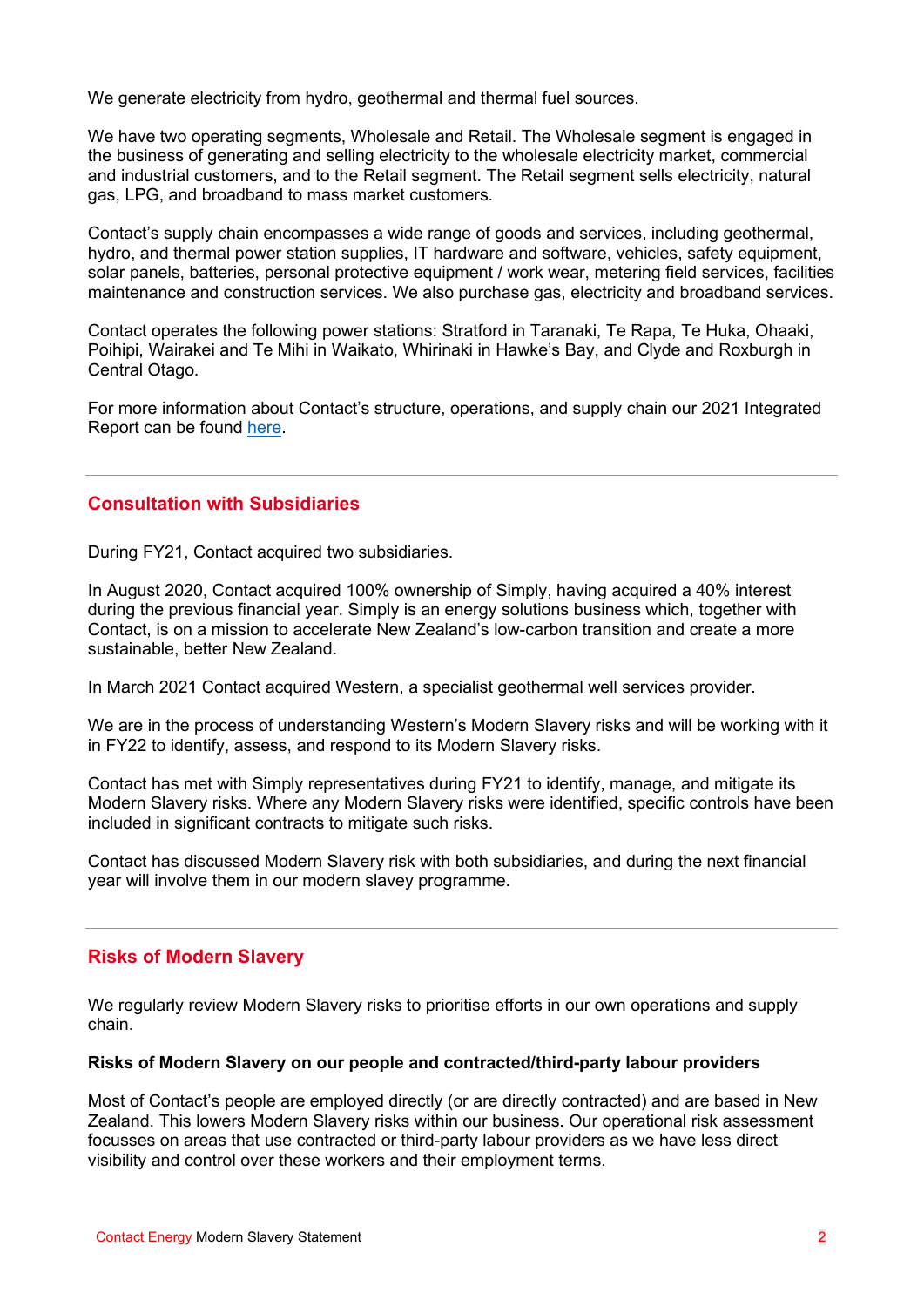We generate electricity from hydro, geothermal and thermal fuel sources.

We have two operating segments, Wholesale and Retail. The Wholesale segment is engaged in the business of generating and selling electricity to the wholesale electricity market, commercial and industrial customers, and to the Retail segment. The Retail segment sells electricity, natural gas, LPG, and broadband to mass market customers.

Contact's supply chain encompasses a wide range of goods and services, including geothermal, hydro, and thermal power station supplies, IT hardware and software, vehicles, safety equipment, solar panels, batteries, personal protective equipment / work wear, metering field services, facilities maintenance and construction services. We also purchase gas, electricity and broadband services.

Contact operates the following power stations: Stratford in Taranaki, Te Rapa, Te Huka, Ohaaki, Poihipi, Wairakei and Te Mihi in Waikato, Whirinaki in Hawke's Bay, and Clyde and Roxburgh in Central Otago.

For more information about Contact's structure, operations, and supply chain our 2021 Integrated Report can be found here.

---

## Consultation with Subsidiaries

During FY21, Contact acquired two subsidiaries.

In August 2020, Contact acquired 100% ownership of Simply, having acquired a 40% interest during the previous financial year. Simply is an energy solutions business which, together with Contact, is on a mission to accelerate New Zealand's low-carbon transition and create a more sustainable, better New Zealand.

In March 2021 Contact acquired Western, a specialist geothermal well services provider.

We are in the process of understanding Western's Modern Slavery risks and will be working with it in FY22 to identify, assess, and respond to its Modern Slavery risks.

Contact has met with Simply representatives during FY21 to identify, manage, and mitigate its Modern Slavery risks. Where any Modern Slavery risks were identified, specific controls have been included in significant contracts to mitigate such risks.

Contact has discussed Modern Slavery risk with both subsidiaries, and during the next financial year will involve them in our modern slavey programme.

---

## Risks of Modern Slavery

We regularly review Modern Slavery risks to prioritise efforts in our own operations and supply chain.

**Risks of Modern Slavery on our people and contracted/third-party labour providers**

Most of Contact's people are employed directly (or are directly contracted) and are based in New Zealand. This lowers Modern Slavery risks within our business. Our operational risk assessment focusses on areas that use contracted or third-party labour providers as we have less direct visibility and control over these workers and their employment terms.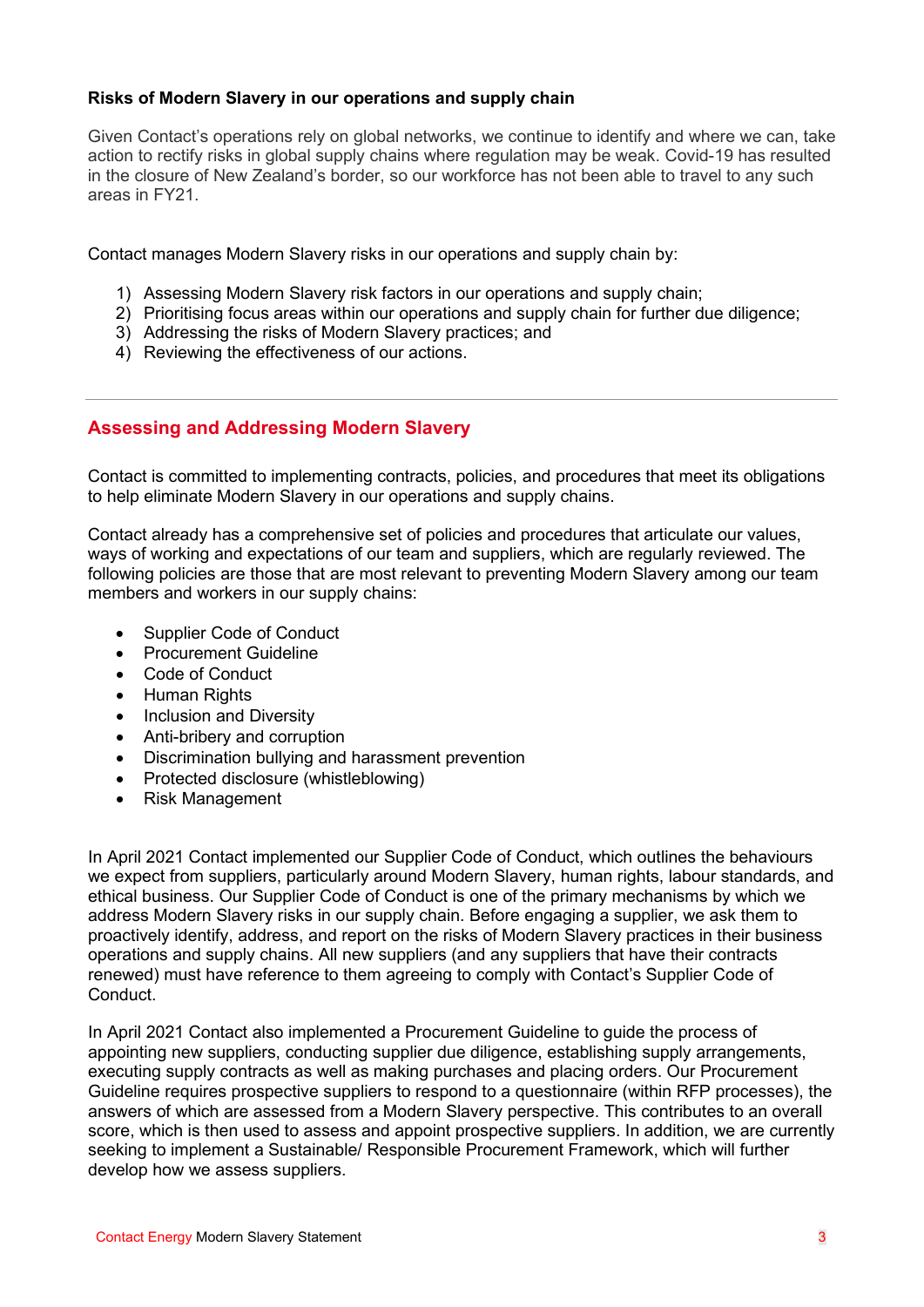**Risks of Modern Slavery in our operations and supply chain**

Given Contact's operations rely on global networks, we continue to identify and where we can, take action to rectify risks in global supply chains where regulation may be weak. Covid-19 has resulted in the closure of New Zealand's border, so our workforce has not been able to travel to any such areas in FY21.

Contact manages Modern Slavery risks in our operations and supply chain by:

1) Assessing Modern Slavery risk factors in our operations and supply chain;
2) Prioritising focus areas within our operations and supply chain for further due diligence;
3) Addressing the risks of Modern Slavery practices; and
4) Reviewing the effectiveness of our actions.

---

## Assessing and Addressing Modern Slavery

Contact is committed to implementing contracts, policies, and procedures that meet its obligations to help eliminate Modern Slavery in our operations and supply chains.

Contact already has a comprehensive set of policies and procedures that articulate our values, ways of working and expectations of our team and suppliers, which are regularly reviewed. The following policies are those that are most relevant to preventing Modern Slavery among our team members and workers in our supply chains:

- Supplier Code of Conduct
- Procurement Guideline
- Code of Conduct
- Human Rights
- Inclusion and Diversity
- Anti-bribery and corruption
- Discrimination bullying and harassment prevention
- Protected disclosure (whistleblowing)
- Risk Management

In April 2021 Contact implemented our Supplier Code of Conduct, which outlines the behaviours we expect from suppliers, particularly around Modern Slavery, human rights, labour standards, and ethical business. Our Supplier Code of Conduct is one of the primary mechanisms by which we address Modern Slavery risks in our supply chain. Before engaging a supplier, we ask them to proactively identify, address, and report on the risks of Modern Slavery practices in their business operations and supply chains. All new suppliers (and any suppliers that have their contracts renewed) must have reference to them agreeing to comply with Contact's Supplier Code of Conduct.

In April 2021 Contact also implemented a Procurement Guideline to guide the process of appointing new suppliers, conducting supplier due diligence, establishing supply arrangements, executing supply contracts as well as making purchases and placing orders. Our Procurement Guideline requires prospective suppliers to respond to a questionnaire (within RFP processes), the answers of which are assessed from a Modern Slavery perspective. This contributes to an overall score, which is then used to assess and appoint prospective suppliers. In addition, we are currently seeking to implement a Sustainable/ Responsible Procurement Framework, which will further develop how we assess suppliers.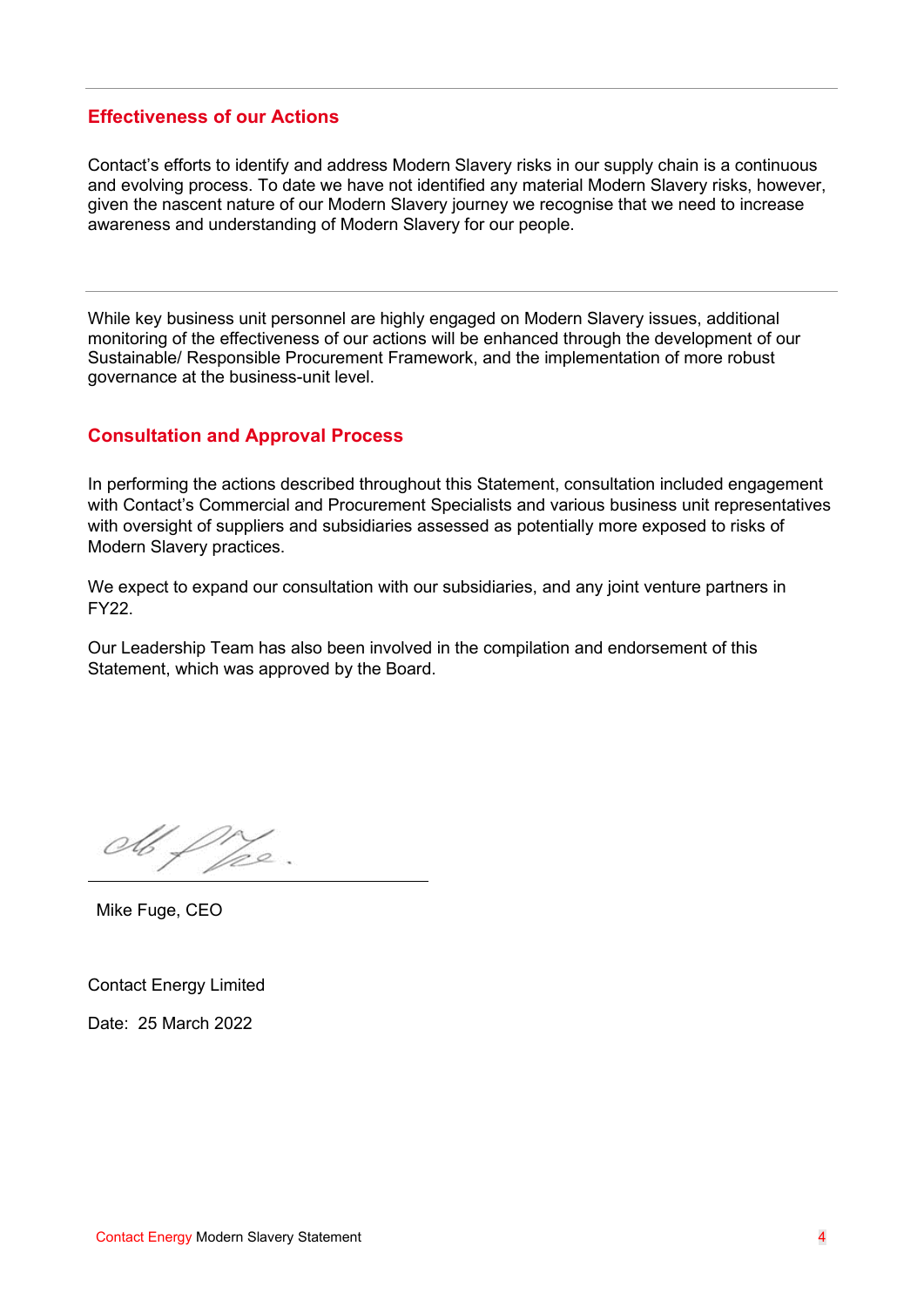## Effectiveness of our Actions

Contact's efforts to identify and address Modern Slavery risks in our supply chain is a continuous and evolving process. To date we have not identified any material Modern Slavery risks, however, given the nascent nature of our Modern Slavery journey we recognise that we need to increase awareness and understanding of Modern Slavery for our people.

While key business unit personnel are highly engaged on Modern Slavery issues, additional monitoring of the effectiveness of our actions will be enhanced through the development of our Sustainable/ Responsible Procurement Framework, and the implementation of more robust governance at the business-unit level.

## Consultation and Approval Process

In performing the actions described throughout this Statement, consultation included engagement with Contact's Commercial and Procurement Specialists and various business unit representatives with oversight of suppliers and subsidiaries assessed as potentially more exposed to risks of Modern Slavery practices.

We expect to expand our consultation with our subsidiaries, and any joint venture partners in FY22.

Our Leadership Team has also been involved in the compilation and endorsement of this Statement, which was approved by the Board.

Mike Fuge, CEO

Contact Energy Limited

Date: 25 March 2022